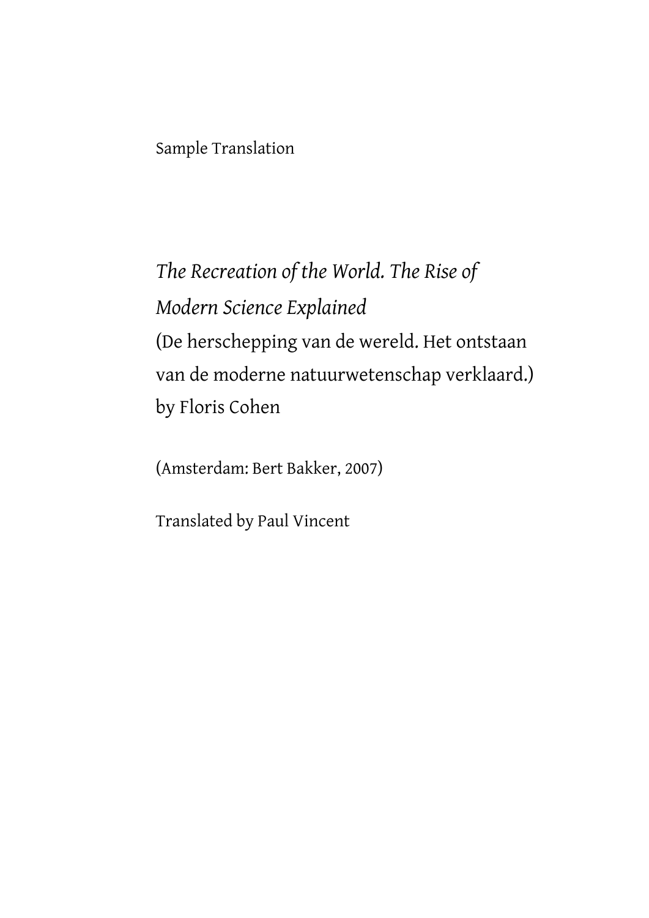Sample Translation

*The Recreation of the World. The Rise of Modern Science Explained*
(De herschepping van de wereld. Het ontstaan van de moderne natuurwetenschap verklaard.)
by Floris Cohen

(Amsterdam: Bert Bakker, 2007)

Translated by Paul Vincent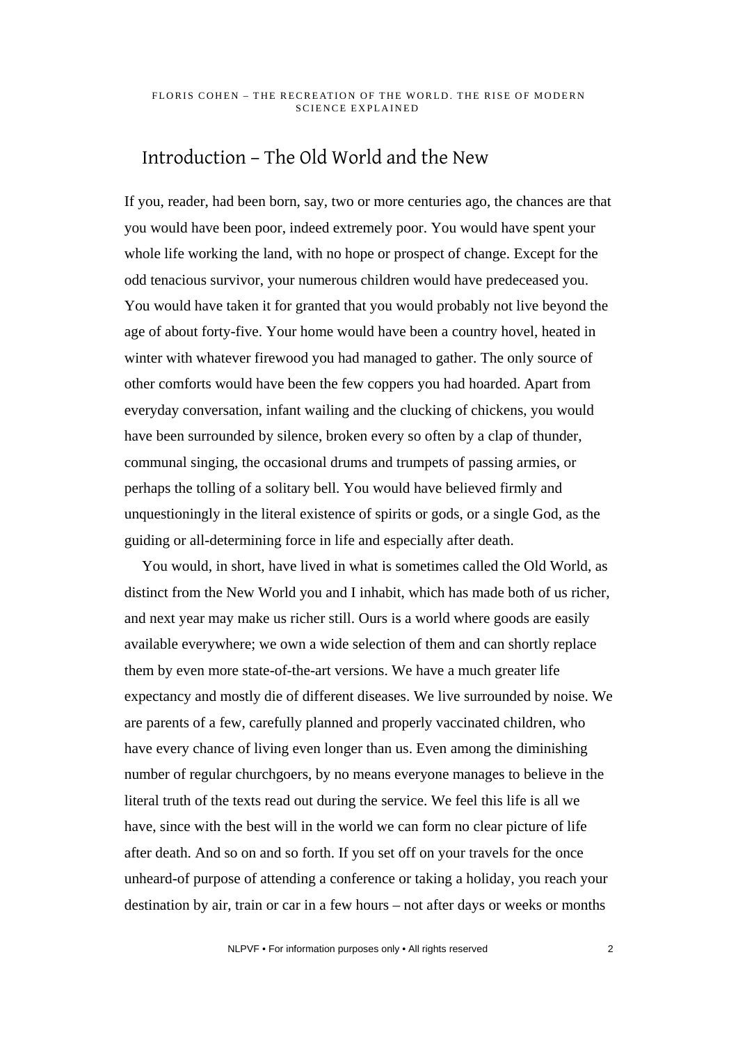# Introduction – The Old World and the New

If you, reader, had been born, say, two or more centuries ago, the chances are that you would have been poor, indeed extremely poor. You would have spent your whole life working the land, with no hope or prospect of change. Except for the odd tenacious survivor, your numerous children would have predeceased you. You would have taken it for granted that you would probably not live beyond the age of about forty-five. Your home would have been a country hovel, heated in winter with whatever firewood you had managed to gather. The only source of other comforts would have been the few coppers you had hoarded. Apart from everyday conversation, infant wailing and the clucking of chickens, you would have been surrounded by silence, broken every so often by a clap of thunder, communal singing, the occasional drums and trumpets of passing armies, or perhaps the tolling of a solitary bell. You would have believed firmly and unquestioningly in the literal existence of spirits or gods, or a single God, as the guiding or all-determining force in life and especially after death.

You would, in short, have lived in what is sometimes called the Old World, as distinct from the New World you and I inhabit, which has made both of us richer, and next year may make us richer still. Ours is a world where goods are easily available everywhere; we own a wide selection of them and can shortly replace them by even more state-of-the-art versions. We have a much greater life expectancy and mostly die of different diseases. We live surrounded by noise. We are parents of a few, carefully planned and properly vaccinated children, who have every chance of living even longer than us. Even among the diminishing number of regular churchgoers, by no means everyone manages to believe in the literal truth of the texts read out during the service. We feel this life is all we have, since with the best will in the world we can form no clear picture of life after death. And so on and so forth. If you set off on your travels for the once unheard-of purpose of attending a conference or taking a holiday, you reach your destination by air, train or car in a few hours – not after days or weeks or months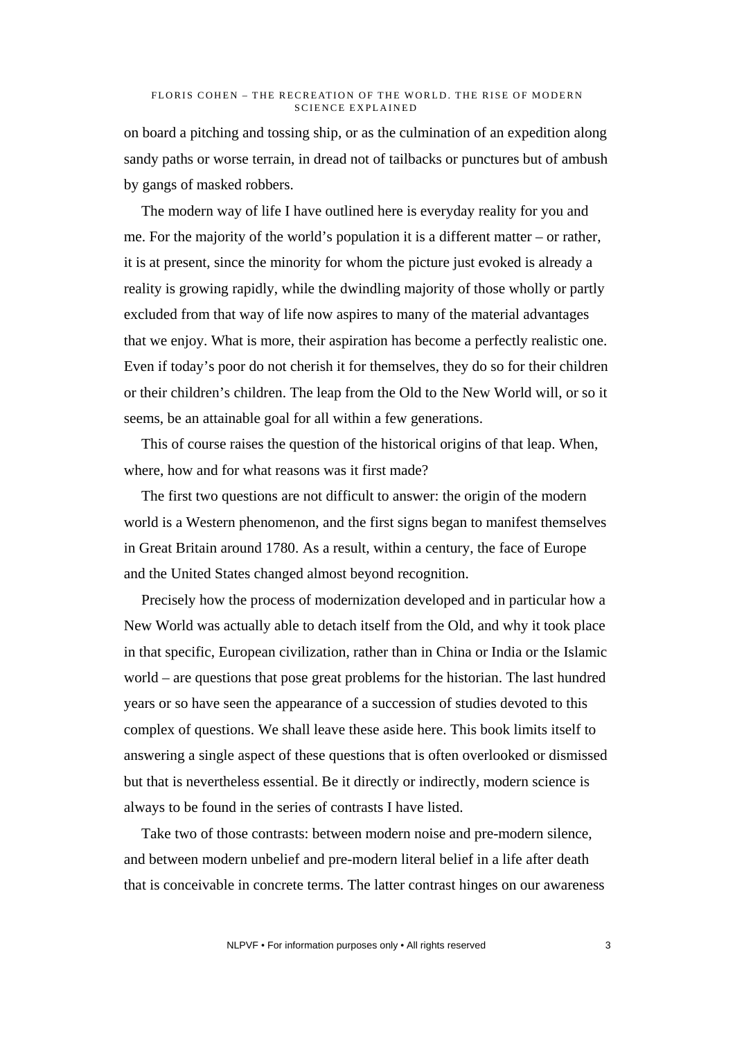on board a pitching and tossing ship, or as the culmination of an expedition along sandy paths or worse terrain, in dread not of tailbacks or punctures but of ambush by gangs of masked robbers.

The modern way of life I have outlined here is everyday reality for you and me. For the majority of the world's population it is a different matter – or rather, it is at present, since the minority for whom the picture just evoked is already a reality is growing rapidly, while the dwindling majority of those wholly or partly excluded from that way of life now aspires to many of the material advantages that we enjoy. What is more, their aspiration has become a perfectly realistic one. Even if today's poor do not cherish it for themselves, they do so for their children or their children's children. The leap from the Old to the New World will, or so it seems, be an attainable goal for all within a few generations.

This of course raises the question of the historical origins of that leap. When, where, how and for what reasons was it first made?

The first two questions are not difficult to answer: the origin of the modern world is a Western phenomenon, and the first signs began to manifest themselves in Great Britain around 1780. As a result, within a century, the face of Europe and the United States changed almost beyond recognition.

Precisely how the process of modernization developed and in particular how a New World was actually able to detach itself from the Old, and why it took place in that specific, European civilization, rather than in China or India or the Islamic world – are questions that pose great problems for the historian. The last hundred years or so have seen the appearance of a succession of studies devoted to this complex of questions. We shall leave these aside here. This book limits itself to answering a single aspect of these questions that is often overlooked or dismissed but that is nevertheless essential. Be it directly or indirectly, modern science is always to be found in the series of contrasts I have listed.

Take two of those contrasts: between modern noise and pre-modern silence, and between modern unbelief and pre-modern literal belief in a life after death that is conceivable in concrete terms. The latter contrast hinges on our awareness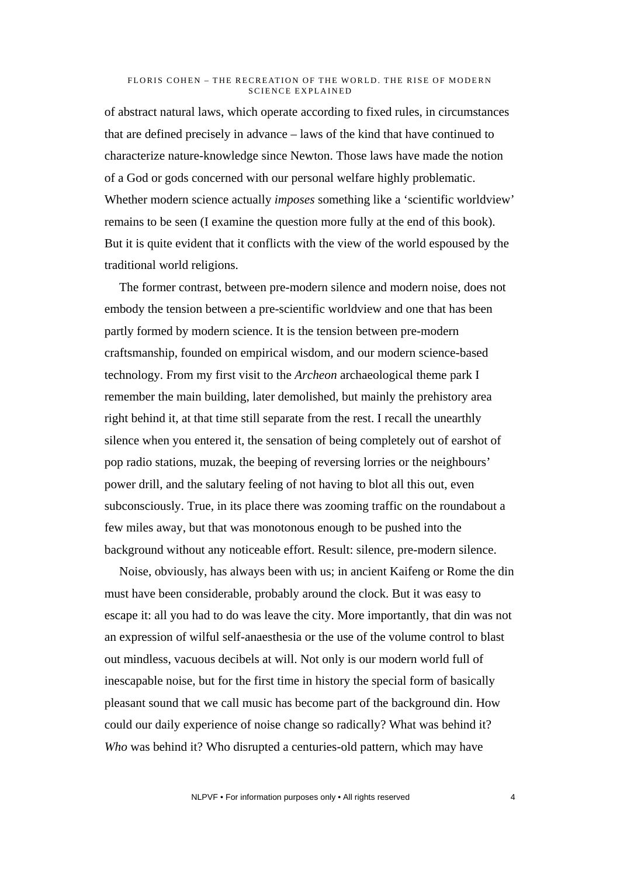of abstract natural laws, which operate according to fixed rules, in circumstances that are defined precisely in advance – laws of the kind that have continued to characterize nature-knowledge since Newton. Those laws have made the notion of a God or gods concerned with our personal welfare highly problematic. Whether modern science actually *imposes* something like a 'scientific worldview' remains to be seen (I examine the question more fully at the end of this book). But it is quite evident that it conflicts with the view of the world espoused by the traditional world religions.

The former contrast, between pre-modern silence and modern noise, does not embody the tension between a pre-scientific worldview and one that has been partly formed by modern science. It is the tension between pre-modern craftsmanship, founded on empirical wisdom, and our modern science-based technology. From my first visit to the *Archeon* archaeological theme park I remember the main building, later demolished, but mainly the prehistory area right behind it, at that time still separate from the rest. I recall the unearthly silence when you entered it, the sensation of being completely out of earshot of pop radio stations, muzak, the beeping of reversing lorries or the neighbours' power drill, and the salutary feeling of not having to blot all this out, even subconsciously. True, in its place there was zooming traffic on the roundabout a few miles away, but that was monotonous enough to be pushed into the background without any noticeable effort. Result: silence, pre-modern silence.

Noise, obviously, has always been with us; in ancient Kaifeng or Rome the din must have been considerable, probably around the clock. But it was easy to escape it: all you had to do was leave the city. More importantly, that din was not an expression of wilful self-anaesthesia or the use of the volume control to blast out mindless, vacuous decibels at will. Not only is our modern world full of inescapable noise, but for the first time in history the special form of basically pleasant sound that we call music has become part of the background din. How could our daily experience of noise change so radically? What was behind it? *Who* was behind it? Who disrupted a centuries-old pattern, which may have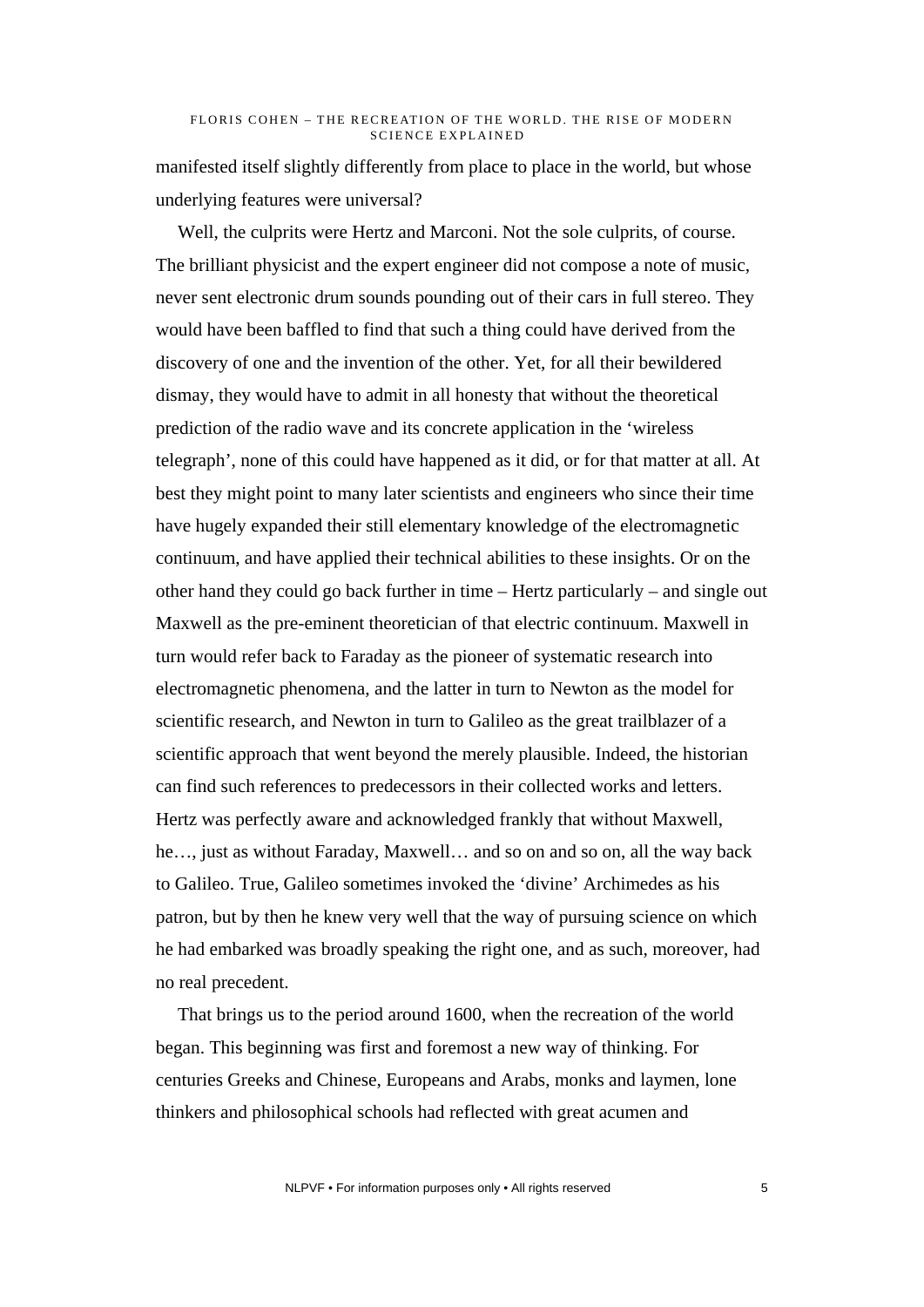manifested itself slightly differently from place to place in the world, but whose underlying features were universal?

Well, the culprits were Hertz and Marconi. Not the sole culprits, of course. The brilliant physicist and the expert engineer did not compose a note of music, never sent electronic drum sounds pounding out of their cars in full stereo. They would have been baffled to find that such a thing could have derived from the discovery of one and the invention of the other. Yet, for all their bewildered dismay, they would have to admit in all honesty that without the theoretical prediction of the radio wave and its concrete application in the 'wireless telegraph', none of this could have happened as it did, or for that matter at all. At best they might point to many later scientists and engineers who since their time have hugely expanded their still elementary knowledge of the electromagnetic continuum, and have applied their technical abilities to these insights. Or on the other hand they could go back further in time – Hertz particularly – and single out Maxwell as the pre-eminent theoretician of that electric continuum. Maxwell in turn would refer back to Faraday as the pioneer of systematic research into electromagnetic phenomena, and the latter in turn to Newton as the model for scientific research, and Newton in turn to Galileo as the great trailblazer of a scientific approach that went beyond the merely plausible. Indeed, the historian can find such references to predecessors in their collected works and letters. Hertz was perfectly aware and acknowledged frankly that without Maxwell, he…, just as without Faraday, Maxwell… and so on and so on, all the way back to Galileo. True, Galileo sometimes invoked the 'divine' Archimedes as his patron, but by then he knew very well that the way of pursuing science on which he had embarked was broadly speaking the right one, and as such, moreover, had no real precedent.

That brings us to the period around 1600, when the recreation of the world began. This beginning was first and foremost a new way of thinking. For centuries Greeks and Chinese, Europeans and Arabs, monks and laymen, lone thinkers and philosophical schools had reflected with great acumen and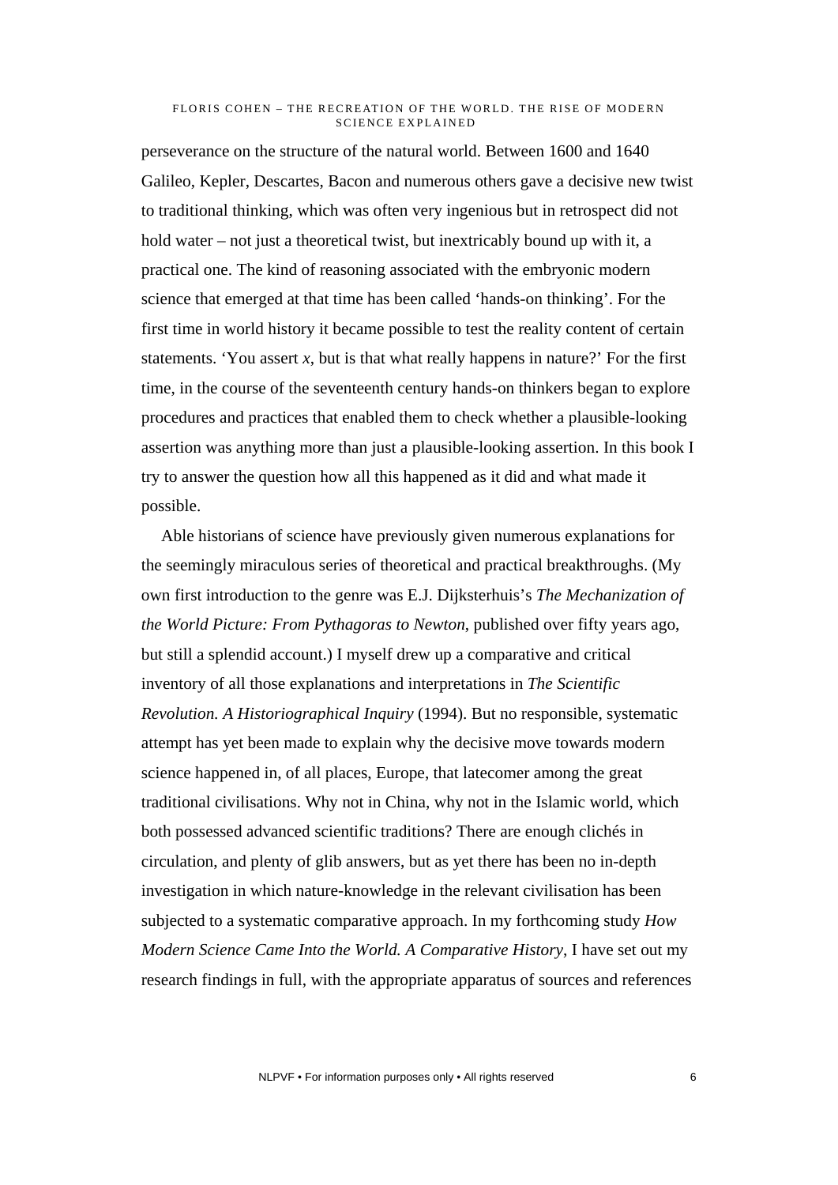perseverance on the structure of the natural world. Between 1600 and 1640 Galileo, Kepler, Descartes, Bacon and numerous others gave a decisive new twist to traditional thinking, which was often very ingenious but in retrospect did not hold water – not just a theoretical twist, but inextricably bound up with it, a practical one. The kind of reasoning associated with the embryonic modern science that emerged at that time has been called 'hands-on thinking'. For the first time in world history it became possible to test the reality content of certain statements. 'You assert *x*, but is that what really happens in nature?' For the first time, in the course of the seventeenth century hands-on thinkers began to explore procedures and practices that enabled them to check whether a plausible-looking assertion was anything more than just a plausible-looking assertion. In this book I try to answer the question how all this happened as it did and what made it possible.

Able historians of science have previously given numerous explanations for the seemingly miraculous series of theoretical and practical breakthroughs. (My own first introduction to the genre was E.J. Dijksterhuis's *The Mechanization of the World Picture: From Pythagoras to Newton*, published over fifty years ago, but still a splendid account.) I myself drew up a comparative and critical inventory of all those explanations and interpretations in *The Scientific Revolution. A Historiographical Inquiry* (1994). But no responsible, systematic attempt has yet been made to explain why the decisive move towards modern science happened in, of all places, Europe, that latecomer among the great traditional civilisations. Why not in China, why not in the Islamic world, which both possessed advanced scientific traditions? There are enough clichés in circulation, and plenty of glib answers, but as yet there has been no in-depth investigation in which nature-knowledge in the relevant civilisation has been subjected to a systematic comparative approach. In my forthcoming study *How Modern Science Came Into the World. A Comparative History*, I have set out my research findings in full, with the appropriate apparatus of sources and references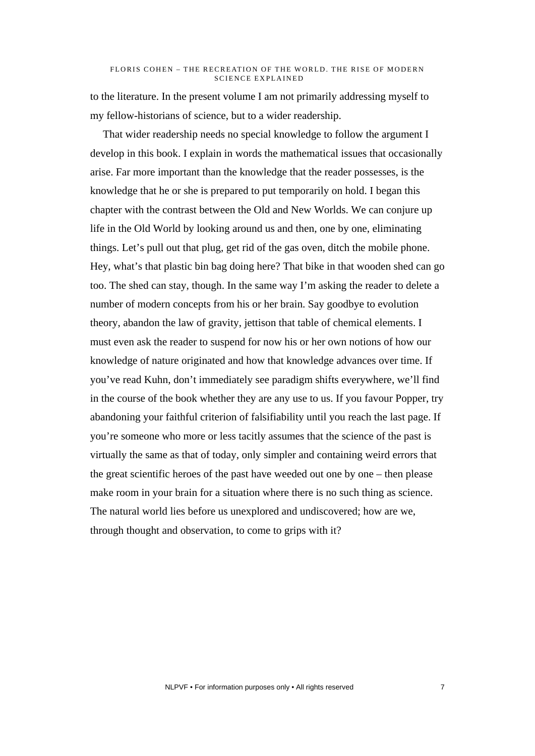to the literature. In the present volume I am not primarily addressing myself to my fellow-historians of science, but to a wider readership.

That wider readership needs no special knowledge to follow the argument I develop in this book. I explain in words the mathematical issues that occasionally arise. Far more important than the knowledge that the reader possesses, is the knowledge that he or she is prepared to put temporarily on hold. I began this chapter with the contrast between the Old and New Worlds. We can conjure up life in the Old World by looking around us and then, one by one, eliminating things. Let's pull out that plug, get rid of the gas oven, ditch the mobile phone. Hey, what's that plastic bin bag doing here? That bike in that wooden shed can go too. The shed can stay, though. In the same way I'm asking the reader to delete a number of modern concepts from his or her brain. Say goodbye to evolution theory, abandon the law of gravity, jettison that table of chemical elements. I must even ask the reader to suspend for now his or her own notions of how our knowledge of nature originated and how that knowledge advances over time. If you've read Kuhn, don't immediately see paradigm shifts everywhere, we'll find in the course of the book whether they are any use to us. If you favour Popper, try abandoning your faithful criterion of falsifiability until you reach the last page. If you're someone who more or less tacitly assumes that the science of the past is virtually the same as that of today, only simpler and containing weird errors that the great scientific heroes of the past have weeded out one by one – then please make room in your brain for a situation where there is no such thing as science. The natural world lies before us unexplored and undiscovered; how are we, through thought and observation, to come to grips with it?